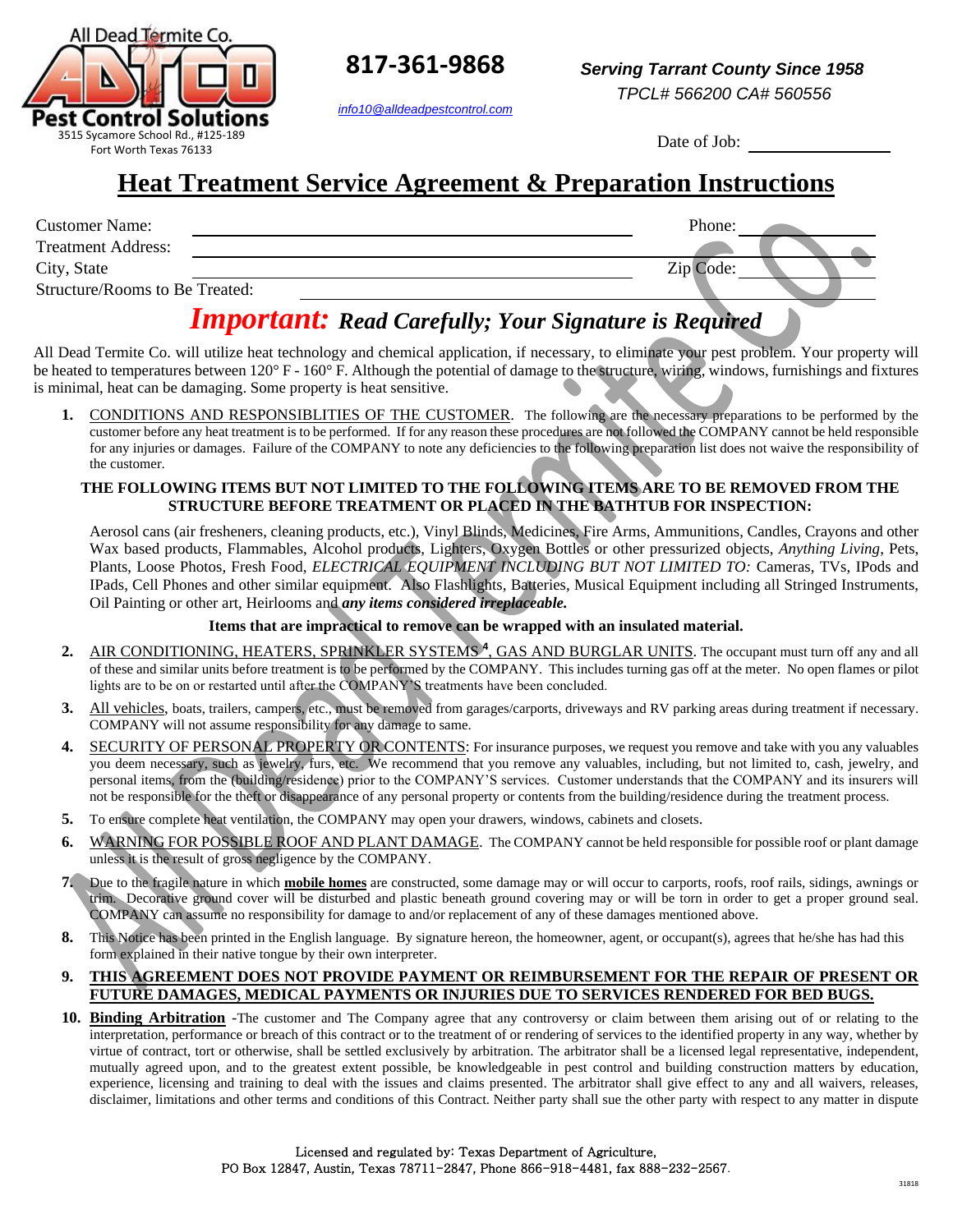All Dead Termite Co.

ADTCO

Pest Control Solutions

3515 Sycamore School Rd., #125-189
Fort Worth Texas 76133

**817-361-9868**

info10@alldeadpestcontrol.com

*Serving Tarrant County Since 1958*

*TPCL# 566200 CA# 560556*

Date of Job: ________________

# Heat Treatment Service Agreement & Preparation Instructions

Customer Name: ______________________________ Phone: ______________

Treatment Address: ______________________________

City, State ______________________________ Zip Code: ______________

Structure/Rooms to Be Treated: ______________________________

## *Important:* *Read Carefully; Your Signature is Required*

All Dead Termite Co. will utilize heat technology and chemical application, if necessary, to eliminate your pest problem. Your property will be heated to temperatures between 120° F - 160° F. Although the potential of damage to the structure, wiring, windows, furnishings and fixtures is minimal, heat can be damaging. Some property is heat sensitive.

**1.** CONDITIONS AND RESPONSIBLITIES OF THE CUSTOMER. The following are the necessary preparations to be performed by the customer before any heat treatment is to be performed. If for any reason these procedures are not followed the COMPANY cannot be held responsible for any injuries or damages. Failure of the COMPANY to note any deficiencies to the following preparation list does not waive the responsibility of the customer.

**THE FOLLOWING ITEMS BUT NOT LIMITED TO THE FOLLOWING ITEMS ARE TO BE REMOVED FROM THE STRUCTURE BEFORE TREATMENT OR PLACED IN THE BATHTUB FOR INSPECTION:**

Aerosol cans (air fresheners, cleaning products, etc.), Vinyl Blinds, Medicines, Fire Arms, Ammunitions, Candles, Crayons and other Wax based products, Flammables, Alcohol products, Lighters, Oxygen Bottles or other pressurized objects, *Anything Living*, Pets, Plants, Loose Photos, Fresh Food, *ELECTRICAL EQUIPMENT INCLUDING BUT NOT LIMITED TO:* Cameras, TVs, IPods and IPads, Cell Phones and other similar equipment. Also Flashlights, Batteries, Musical Equipment including all Stringed Instruments, Oil Painting or other art, Heirlooms and ***any items considered irreplaceable.***

**Items that are impractical to remove can be wrapped with an insulated material.**

**2.** AIR CONDITIONING, HEATERS, SPRINKLER SYSTEMS [4], GAS AND BURGLAR UNITS. The occupant must turn off any and all of these and similar units before treatment is to be performed by the COMPANY. This includes turning gas off at the meter. No open flames or pilot lights are to be on or restarted until after the COMPANY'S treatments have been concluded.

**3.** All vehicles, boats, trailers, campers, etc., must be removed from garages/carports, driveways and RV parking areas during treatment if necessary. COMPANY will not assume responsibility for any damage to same.

**4.** SECURITY OF PERSONAL PROPERTY OR CONTENTS: For insurance purposes, we request you remove and take with you any valuables you deem necessary, such as jewelry, furs, etc. We recommend that you remove any valuables, including, but not limited to, cash, jewelry, and personal items, from the (building/residence) prior to the COMPANY'S services. Customer understands that the COMPANY and its insurers will not be responsible for the theft or disappearance of any personal property or contents from the building/residence during the treatment process.

**5.** To ensure complete heat ventilation, the COMPANY may open your drawers, windows, cabinets and closets.

**6.** WARNING FOR POSSIBLE ROOF AND PLANT DAMAGE. The COMPANY cannot be held responsible for possible roof or plant damage unless it is the result of gross negligence by the COMPANY.

**7.** Due to the fragile nature in which **mobile homes** are constructed, some damage may or will occur to carports, roofs, roof rails, sidings, awnings or trim. Decorative ground cover will be disturbed and plastic beneath ground covering may or will be torn in order to get a proper ground seal. COMPANY can assume no responsibility for damage to and/or replacement of any of these damages mentioned above.

**8.** This Notice has been printed in the English language. By signature hereon, the homeowner, agent, or occupant(s), agrees that he/she has had this form explained in their native tongue by their own interpreter.

**9.** **THIS AGREEMENT DOES NOT PROVIDE PAYMENT OR REIMBURSEMENT FOR THE REPAIR OF PRESENT OR FUTURE DAMAGES, MEDICAL PAYMENTS OR INJURIES DUE TO SERVICES RENDERED FOR BED BUGS.**

**10.** **Binding Arbitration** -The customer and The Company agree that any controversy or claim between them arising out of or relating to the interpretation, performance or breach of this contract or to the treatment of or rendering of services to the identified property in any way, whether by virtue of contract, tort or otherwise, shall be settled exclusively by arbitration. The arbitrator shall be a licensed legal representative, independent, mutually agreed upon, and to the greatest extent possible, be knowledgeable in pest control and building construction matters by education, experience, licensing and training to deal with the issues and claims presented. The arbitrator shall give effect to any and all waivers, releases, disclaimer, limitations and other terms and conditions of this Contract. Neither party shall sue the other party with respect to any matter in dispute

Licensed and regulated by: Texas Department of Agriculture,
PO Box 12847, Austin, Texas 78711-2847, Phone 866-918-4481, fax 888-232-2567.

31818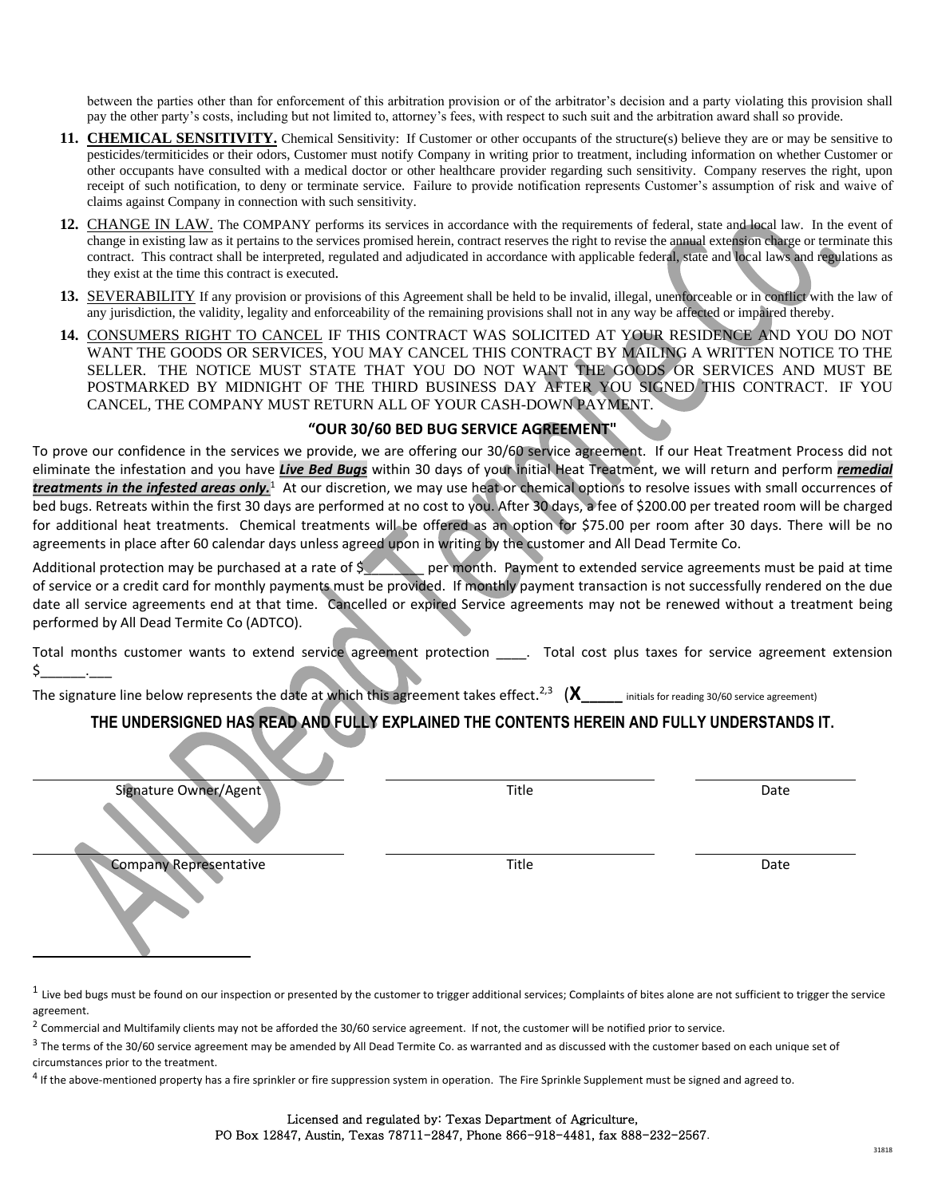between the parties other than for enforcement of this arbitration provision or of the arbitrator's decision and a party violating this provision shall pay the other party's costs, including but not limited to, attorney's fees, with respect to such suit and the arbitration award shall so provide.

11. **CHEMICAL SENSITIVITY.** Chemical Sensitivity: If Customer or other occupants of the structure(s) believe they are or may be sensitive to pesticides/termiticides or their odors, Customer must notify Company in writing prior to treatment, including information on whether Customer or other occupants have consulted with a medical doctor or other healthcare provider regarding such sensitivity. Company reserves the right, upon receipt of such notification, to deny or terminate service. Failure to provide notification represents Customer's assumption of risk and waive of claims against Company in connection with such sensitivity.

12. CHANGE IN LAW. The COMPANY performs its services in accordance with the requirements of federal, state and local law. In the event of change in existing law as it pertains to the services promised herein, contract reserves the right to revise the annual extension charge or terminate this contract. This contract shall be interpreted, regulated and adjudicated in accordance with applicable federal, state and local laws and regulations as they exist at the time this contract is executed.

13. SEVERABILITY If any provision or provisions of this Agreement shall be held to be invalid, illegal, unenforceable or in conflict with the law of any jurisdiction, the validity, legality and enforceability of the remaining provisions shall not in any way be affected or impaired thereby.

14. CONSUMERS RIGHT TO CANCEL IF THIS CONTRACT WAS SOLICITED AT YOUR RESIDENCE AND YOU DO NOT WANT THE GOODS OR SERVICES, YOU MAY CANCEL THIS CONTRACT BY MAILING A WRITTEN NOTICE TO THE SELLER. THE NOTICE MUST STATE THAT YOU DO NOT WANT THE GOODS OR SERVICES AND MUST BE POSTMARKED BY MIDNIGHT OF THE THIRD BUSINESS DAY AFTER YOU SIGNED THIS CONTRACT. IF YOU CANCEL, THE COMPANY MUST RETURN ALL OF YOUR CASH-DOWN PAYMENT.

## "OUR 30/60 BED BUG SERVICE AGREEMENT"

To prove our confidence in the services we provide, we are offering our 30/60 service agreement. If our Heat Treatment Process did not eliminate the infestation and you have ***Live Bed Bugs*** within 30 days of your initial Heat Treatment, we will return and perform ***remedial treatments in the infested areas only.***[1] At our discretion, we may use heat or chemical options to resolve issues with small occurrences of bed bugs. Retreats within the first 30 days are performed at no cost to you. After 30 days, a fee of $200.00 per treated room will be charged for additional heat treatments. Chemical treatments will be offered as an option for $75.00 per room after 30 days. There will be no agreements in place after 60 calendar days unless agreed upon in writing by the customer and All Dead Termite Co.

Additional protection may be purchased at a rate of $________ per month. Payment to extended service agreements must be paid at time of service or a credit card for monthly payments must be provided. If monthly payment transaction is not successfully rendered on the due date all service agreements end at that time. Cancelled or expired Service agreements may not be renewed without a treatment being performed by All Dead Termite Co (ADTCO).

Total months customer wants to extend service agreement protection ____. Total cost plus taxes for service agreement extension $______.___

The signature line below represents the date at which this agreement takes effect.[2,3] (**X**_____ initials for reading 30/60 service agreement)

**THE UNDERSIGNED HAS READ AND FULLY EXPLAINED THE CONTENTS HEREIN AND FULLY UNDERSTANDS IT.**

| Signature Owner/Agent | Title | Date |
|---|---|---|
| Company Representative | Title | Date |

[1] Live bed bugs must be found on our inspection or presented by the customer to trigger additional services; Complaints of bites alone are not sufficient to trigger the service agreement.

[2] Commercial and Multifamily clients may not be afforded the 30/60 service agreement. If not, the customer will be notified prior to service.

[3] The terms of the 30/60 service agreement may be amended by All Dead Termite Co. as warranted and as discussed with the customer based on each unique set of circumstances prior to the treatment.

[4] If the above-mentioned property has a fire sprinkler or fire suppression system in operation. The Fire Sprinkle Supplement must be signed and agreed to.

Licensed and regulated by: Texas Department of Agriculture,
PO Box 12847, Austin, Texas 78711-2847, Phone 866-918-4481, fax 888-232-2567.

31818